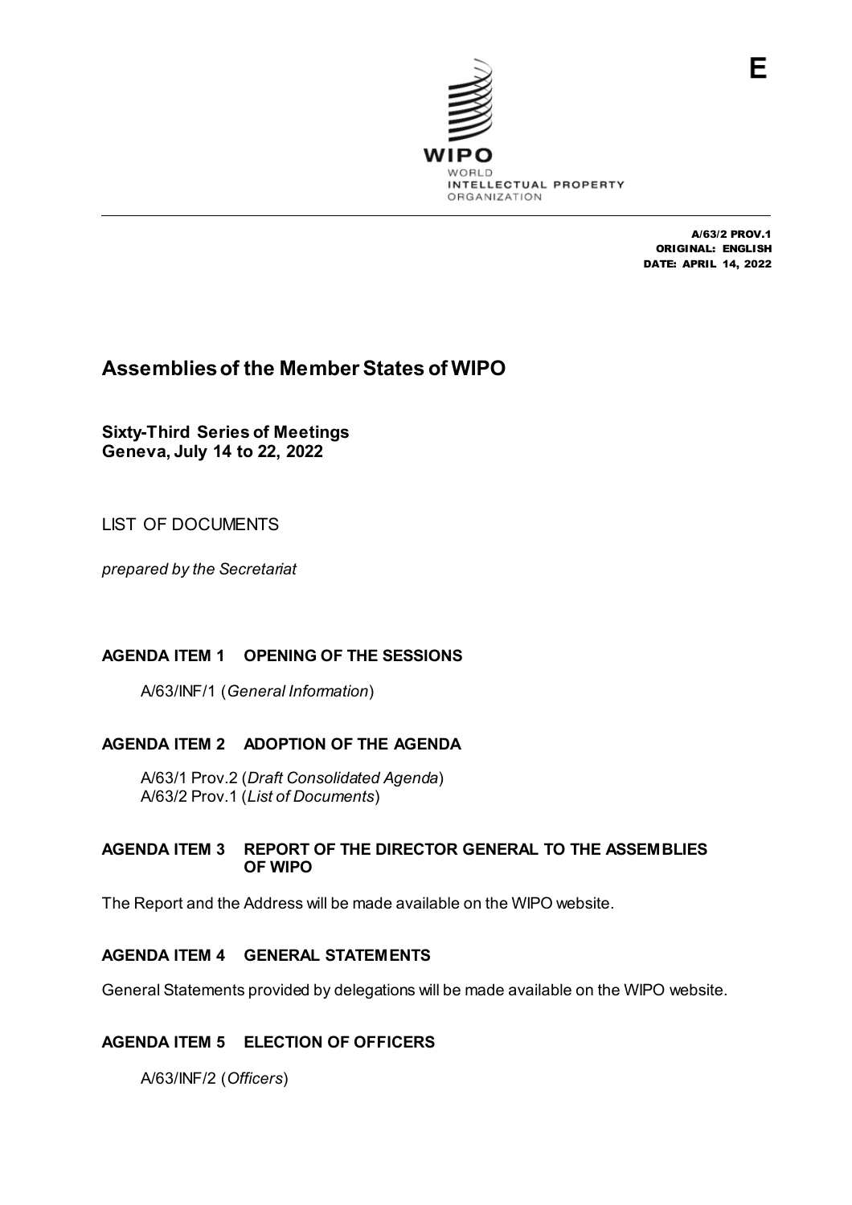E

WIPO
WORLD
INTELLECTUAL PROPERTY
ORGANIZATION

A/63/2 PROV.1
ORIGINAL: ENGLISH
DATE: APRIL 14, 2022

# Assemblies of the Member States of WIPO

**Sixty-Third Series of Meetings**
**Geneva, July 14 to 22, 2022**

LIST OF DOCUMENTS

*prepared by the Secretariat*

### AGENDA ITEM 1 OPENING OF THE SESSIONS

A/63/INF/1 (*General Information*)

### AGENDA ITEM 2 ADOPTION OF THE AGENDA

A/63/1 Prov.2 (*Draft Consolidated Agenda*)
A/63/2 Prov.1 (*List of Documents*)

### AGENDA ITEM 3 REPORT OF THE DIRECTOR GENERAL TO THE ASSEMBLIES OF WIPO

The Report and the Address will be made available on the WIPO website.

### AGENDA ITEM 4 GENERAL STATEMENTS

General Statements provided by delegations will be made available on the WIPO website.

### AGENDA ITEM 5 ELECTION OF OFFICERS

A/63/INF/2 (*Officers*)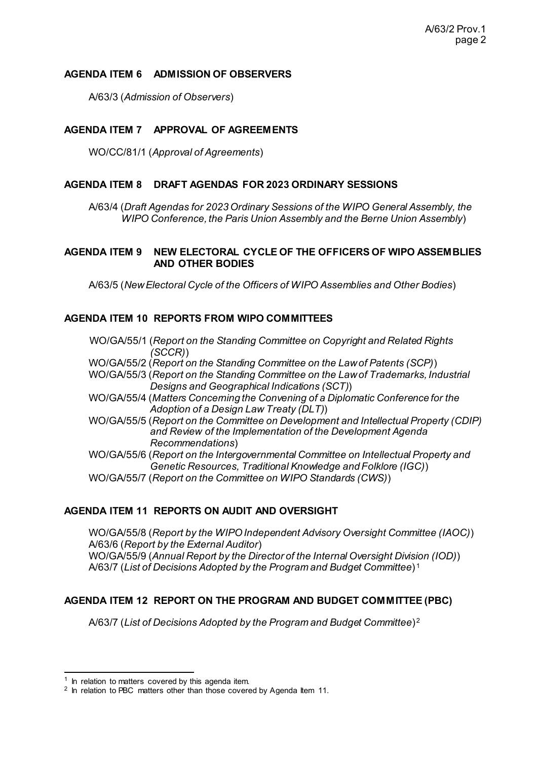## AGENDA ITEM 6 ADMISSION OF OBSERVERS

A/63/3 (*Admission of Observers*)

## AGENDA ITEM 7 APPROVAL OF AGREEMENTS

WO/CC/81/1 (*Approval of Agreements*)

## AGENDA ITEM 8 DRAFT AGENDAS FOR 2023 ORDINARY SESSIONS

A/63/4 (*Draft Agendas for 2023 Ordinary Sessions of the WIPO General Assembly, the WIPO Conference, the Paris Union Assembly and the Berne Union Assembly*)

## AGENDA ITEM 9 NEW ELECTORAL CYCLE OF THE OFFICERS OF WIPO ASSEMBLIES AND OTHER BODIES

A/63/5 (*New Electoral Cycle of the Officers of WIPO Assemblies and Other Bodies*)

## AGENDA ITEM 10 REPORTS FROM WIPO COMMITTEES

WO/GA/55/1 (*Report on the Standing Committee on Copyright and Related Rights (SCCR)*)
WO/GA/55/2 (*Report on the Standing Committee on the Law of Patents (SCP)*)
WO/GA/55/3 (*Report on the Standing Committee on the Law of Trademarks, Industrial Designs and Geographical Indications (SCT)*)
WO/GA/55/4 (*Matters Concerning the Convening of a Diplomatic Conference for the Adoption of a Design Law Treaty (DLT)*)
WO/GA/55/5 (*Report on the Committee on Development and Intellectual Property (CDIP) and Review of the Implementation of the Development Agenda Recommendations*)
WO/GA/55/6 (*Report on the Intergovernmental Committee on Intellectual Property and Genetic Resources, Traditional Knowledge and Folklore (IGC)*)
WO/GA/55/7 (*Report on the Committee on WIPO Standards (CWS)*)

## AGENDA ITEM 11 REPORTS ON AUDIT AND OVERSIGHT

WO/GA/55/8 (*Report by the WIPO Independent Advisory Oversight Committee (IAOC)*)
A/63/6 (*Report by the External Auditor*)
WO/GA/55/9 (*Annual Report by the Director of the Internal Oversight Division (IOD)*)
A/63/7 (*List of Decisions Adopted by the Program and Budget Committee*)[1]

## AGENDA ITEM 12 REPORT ON THE PROGRAM AND BUDGET COMMITTEE (PBC)

A/63/7 (*List of Decisions Adopted by the Program and Budget Committee*)[2]

---

[1] In relation to matters covered by this agenda item.
[2] In relation to PBC matters other than those covered by Agenda Item 11.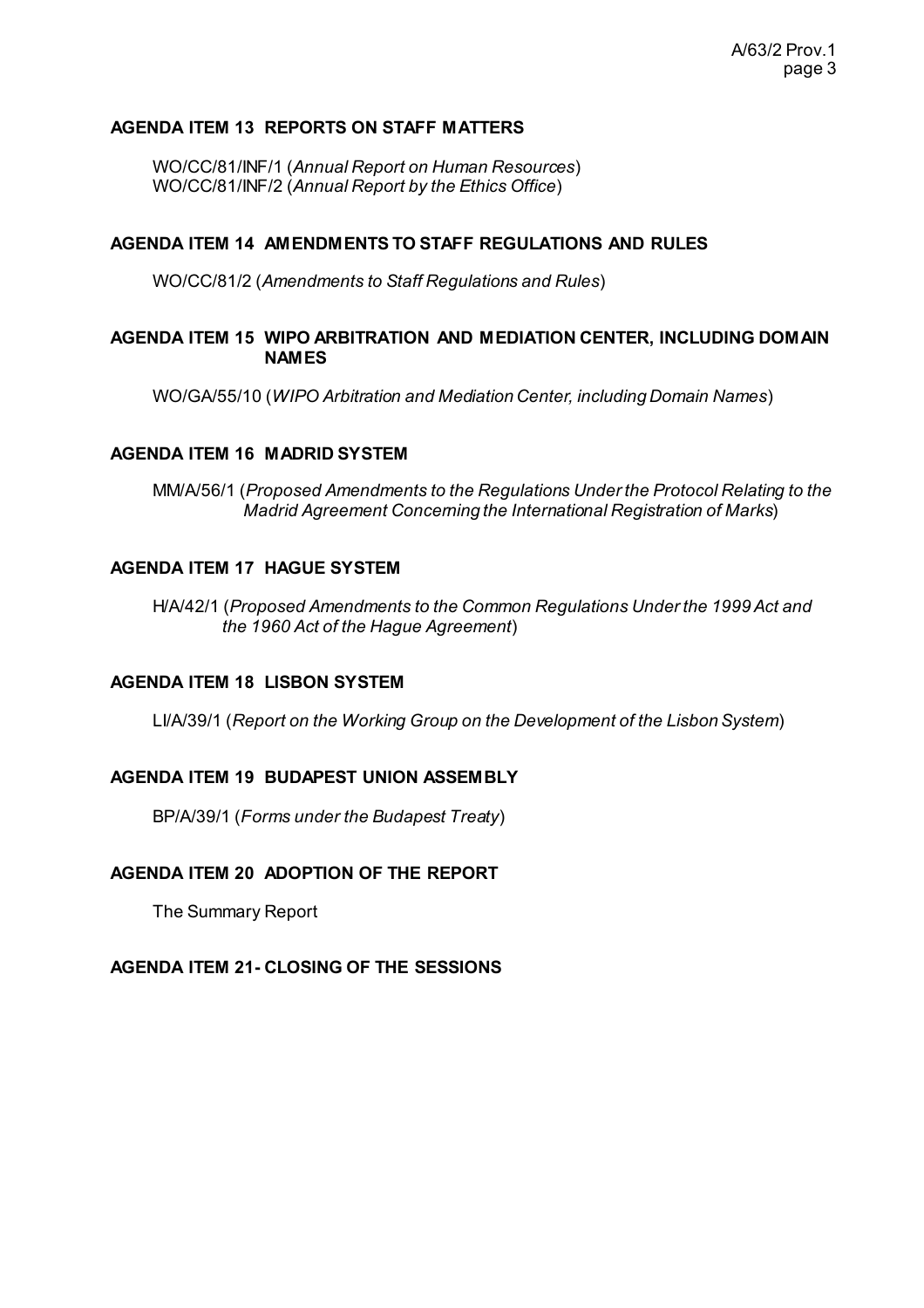**AGENDA ITEM 13 REPORTS ON STAFF MATTERS**

WO/CC/81/INF/1 (*Annual Report on Human Resources*)
WO/CC/81/INF/2 (*Annual Report by the Ethics Office*)

**AGENDA ITEM 14 AMENDMENTS TO STAFF REGULATIONS AND RULES**

WO/CC/81/2 (*Amendments to Staff Regulations and Rules*)

**AGENDA ITEM 15 WIPO ARBITRATION AND MEDIATION CENTER, INCLUDING DOMAIN NAMES**

WO/GA/55/10 (*WIPO Arbitration and Mediation Center, including Domain Names*)

**AGENDA ITEM 16 MADRID SYSTEM**

MM/A/56/1 (*Proposed Amendments to the Regulations Under the Protocol Relating to the Madrid Agreement Concerning the International Registration of Marks*)

**AGENDA ITEM 17 HAGUE SYSTEM**

H/A/42/1 (*Proposed Amendments to the Common Regulations Under the 1999 Act and the 1960 Act of the Hague Agreement*)

**AGENDA ITEM 18 LISBON SYSTEM**

LI/A/39/1 (*Report on the Working Group on the Development of the Lisbon System*)

**AGENDA ITEM 19 BUDAPEST UNION ASSEMBLY**

BP/A/39/1 (*Forms under the Budapest Treaty*)

**AGENDA ITEM 20 ADOPTION OF THE REPORT**

The Summary Report

**AGENDA ITEM 21- CLOSING OF THE SESSIONS**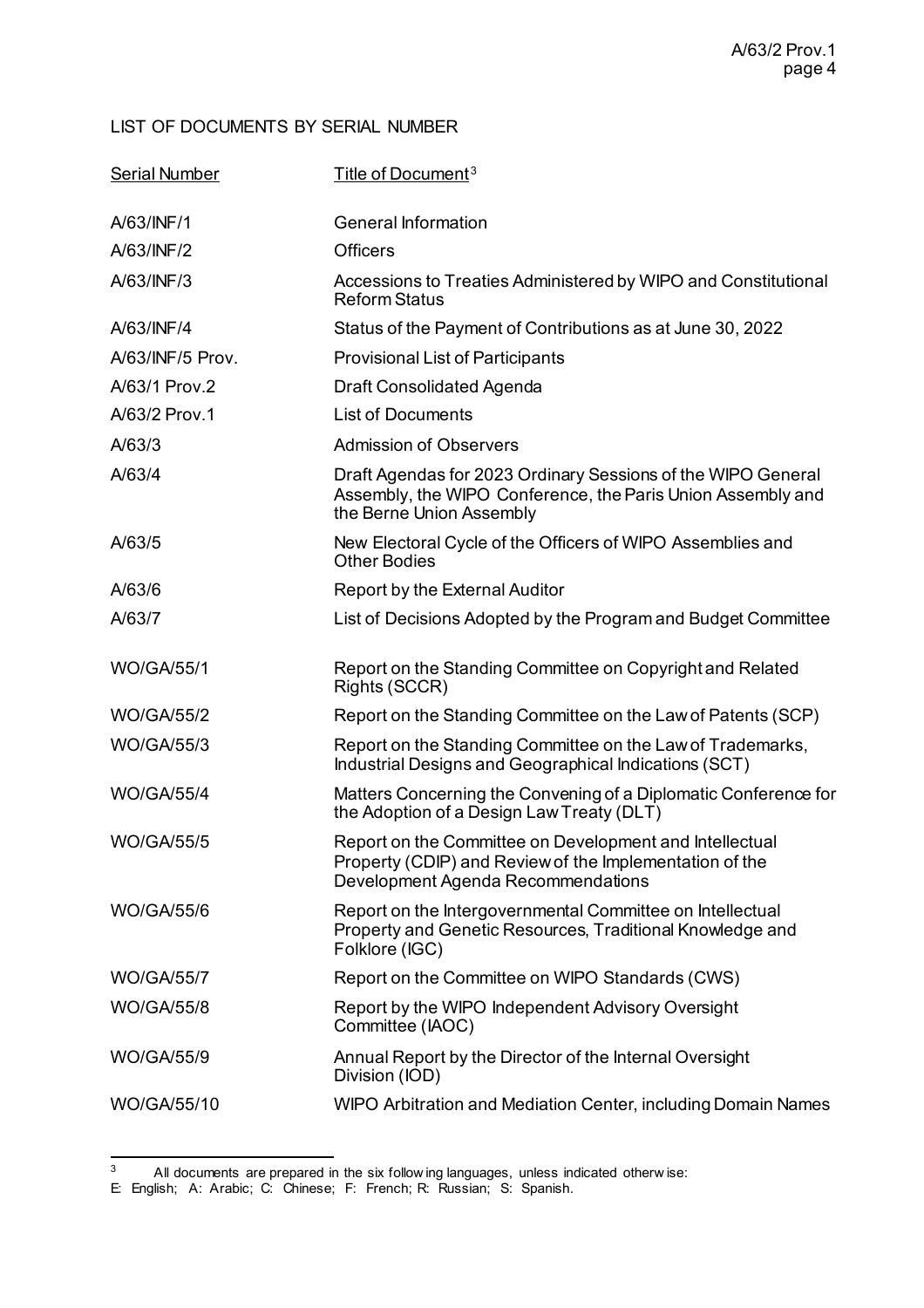LIST OF DOCUMENTS BY SERIAL NUMBER

| Serial Number | Title of Document[3] |
|---|---|
| A/63/INF/1 | General Information |
| A/63/INF/2 | Officers |
| A/63/INF/3 | Accessions to Treaties Administered by WIPO and Constitutional Reform Status |
| A/63/INF/4 | Status of the Payment of Contributions as at June 30, 2022 |
| A/63/INF/5 Prov. | Provisional List of Participants |
| A/63/1 Prov.2 | Draft Consolidated Agenda |
| A/63/2 Prov.1 | List of Documents |
| A/63/3 | Admission of Observers |
| A/63/4 | Draft Agendas for 2023 Ordinary Sessions of the WIPO General Assembly, the WIPO Conference, the Paris Union Assembly and the Berne Union Assembly |
| A/63/5 | New Electoral Cycle of the Officers of WIPO Assemblies and Other Bodies |
| A/63/6 | Report by the External Auditor |
| A/63/7 | List of Decisions Adopted by the Program and Budget Committee |
| WO/GA/55/1 | Report on the Standing Committee on Copyright and Related Rights (SCCR) |
| WO/GA/55/2 | Report on the Standing Committee on the Law of Patents (SCP) |
| WO/GA/55/3 | Report on the Standing Committee on the Law of Trademarks, Industrial Designs and Geographical Indications (SCT) |
| WO/GA/55/4 | Matters Concerning the Convening of a Diplomatic Conference for the Adoption of a Design Law Treaty (DLT) |
| WO/GA/55/5 | Report on the Committee on Development and Intellectual Property (CDIP) and Review of the Implementation of the Development Agenda Recommendations |
| WO/GA/55/6 | Report on the Intergovernmental Committee on Intellectual Property and Genetic Resources, Traditional Knowledge and Folklore (IGC) |
| WO/GA/55/7 | Report on the Committee on WIPO Standards (CWS) |
| WO/GA/55/8 | Report by the WIPO Independent Advisory Oversight Committee (IAOC) |
| WO/GA/55/9 | Annual Report by the Director of the Internal Oversight Division (IOD) |
| WO/GA/55/10 | WIPO Arbitration and Mediation Center, including Domain Names |

[3] All documents are prepared in the six following languages, unless indicated otherwise:
E: English; A: Arabic; C: Chinese; F: French; R: Russian; S: Spanish.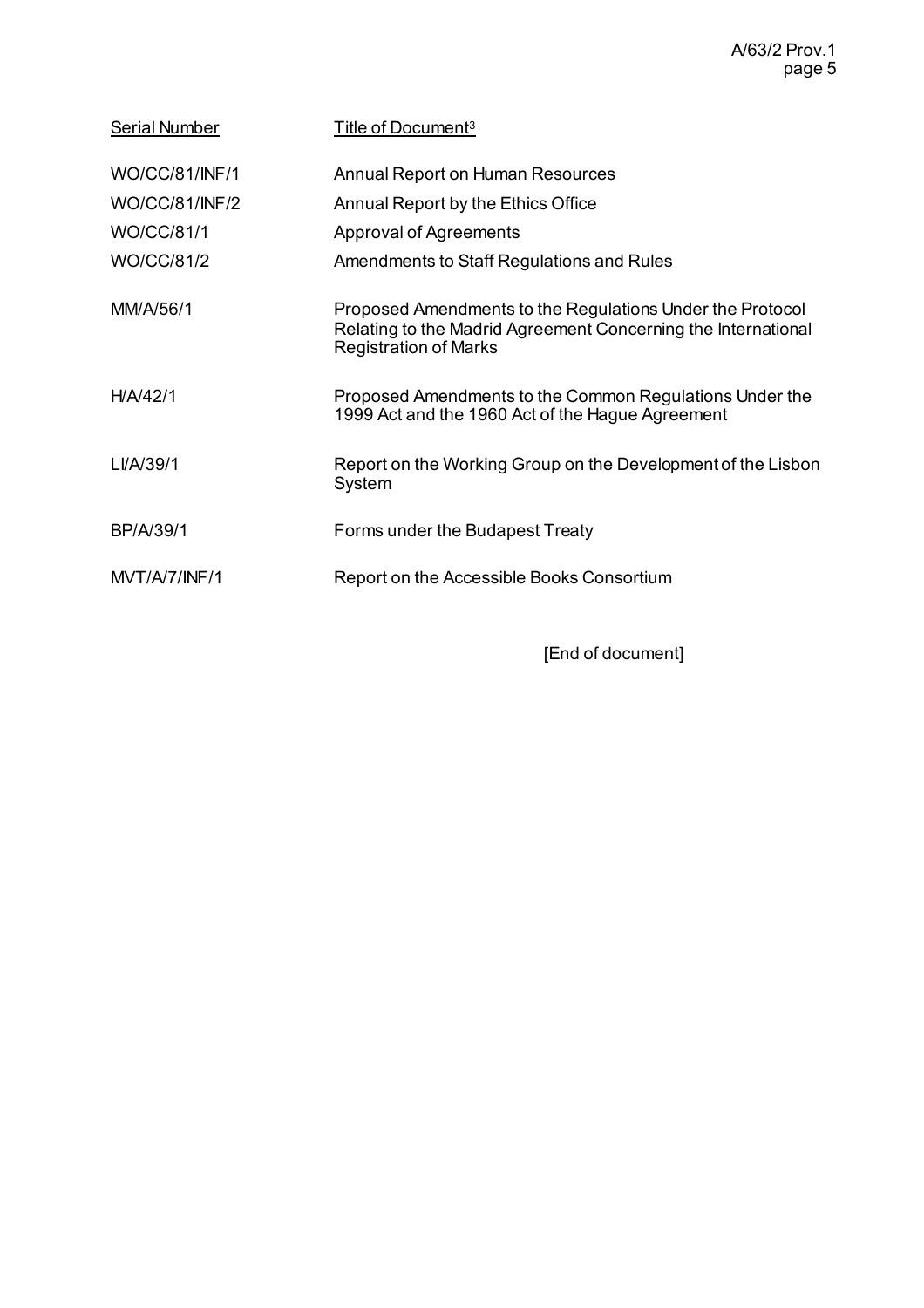| Serial Number | Title of Document[3] |
| --- | --- |
| WO/CC/81/INF/1 | Annual Report on Human Resources |
| WO/CC/81/INF/2 | Annual Report by the Ethics Office |
| WO/CC/81/1 | Approval of Agreements |
| WO/CC/81/2 | Amendments to Staff Regulations and Rules |
| MM/A/56/1 | Proposed Amendments to the Regulations Under the Protocol Relating to the Madrid Agreement Concerning the International Registration of Marks |
| H/A/42/1 | Proposed Amendments to the Common Regulations Under the 1999 Act and the 1960 Act of the Hague Agreement |
| LI/A/39/1 | Report on the Working Group on the Development of the Lisbon System |
| BP/A/39/1 | Forms under the Budapest Treaty |
| MVT/A/7/INF/1 | Report on the Accessible Books Consortium |

[End of document]